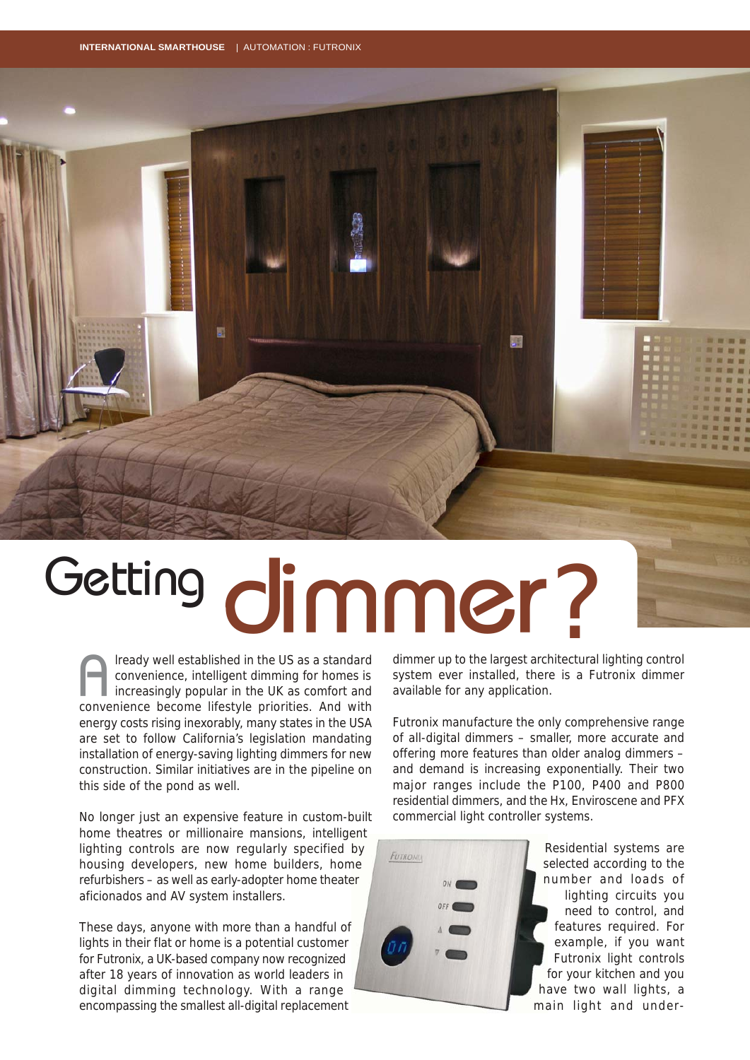# Getting dimmer?

Already well established in the US as a standard convenience, intelligent dimming for homes is increasingly popular in the UK as comfort and convenience become lifestyle priorities. And with energy costs rising inexorably, many states in the USA are set to follow California's legislation mandating installation of energy-saving lighting dimmers for new construction. Similar initiatives are in the pipeline on this side of the pond as well.

No longer just an expensive feature in custom-built home theatres or millionaire mansions, intelligent lighting controls are now regularly specified by housing developers, new home builders, home refurbishers – as well as early-adopter home theater aficionados and AV system installers.

These days, anyone with more than a handful of lights in their flat or home is a potential customer for Futronix, a UK-based company now recognized after 18 years of innovation as world leaders in digital dimming technology. With a range encompassing the smallest all-digital replacement dimmer up to the largest architectural lighting control system ever installed, there is a Futronix dimmer available for any application.

Futronix manufacture the only comprehensive range of all-digital dimmers – smaller, more accurate and offering more features than older analog dimmers – and demand is increasing exponentially. Their two major ranges include the P100, P400 and P800 residential dimmers, and the Hx, Enviroscene and PFX commercial light controller systems.

Residential systems are selected according to the number and loads of lighting circuits you need to control, and features required. For example, if you want Futronix light controls for your kitchen and you have two wall lights, a main light and under-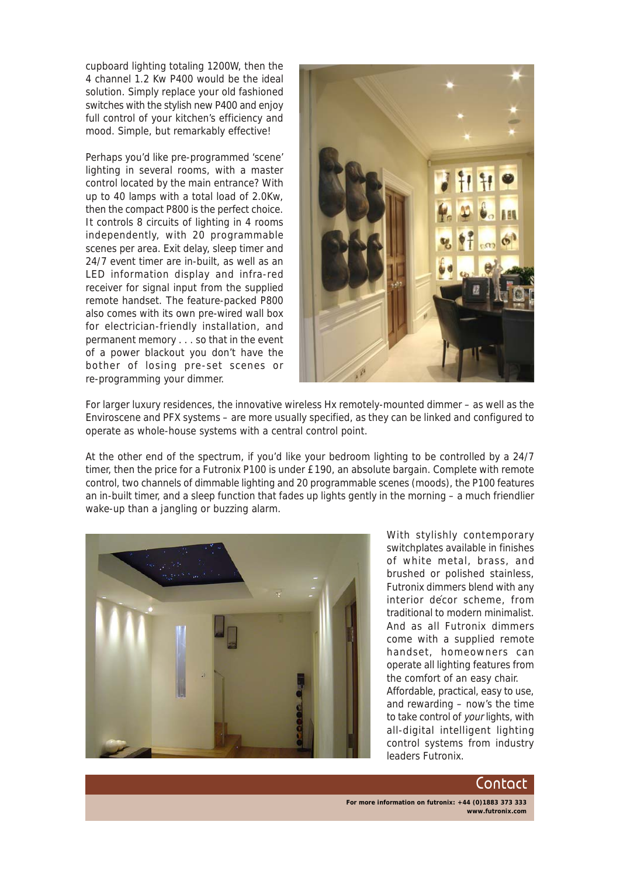cupboard lighting totaling 1200W, then the 4 channel 1.2 Kw P400 would be the ideal solution. Simply replace your old fashioned switches with the stylish new P400 and enjoy full control of your kitchen's efficiency and mood. Simple, but remarkably effective!

Perhaps you'd like pre-programmed 'scene' lighting in several rooms, with a master control located by the main entrance? With up to 40 lamps with a total load of 2.0Kw, then the compact P800 is the perfect choice. It controls 8 circuits of lighting in 4 rooms independently, with 20 programmable scenes per area. Exit delay, sleep timer and 24/7 event timer are in-built, as well as an LED information display and infra-red receiver for signal input from the supplied remote handset. The feature-packed P800 also comes with its own pre-wired wall box for electrician-friendly installation, and permanent memory . . . so that in the event of a power blackout you don't have the bother of losing pre-set scenes or re-programming your dimmer.

For larger luxury residences, the innovative wireless Hx remotely-mounted dimmer – as well as the Enviroscene and PFX systems – are more usually specified, as they can be linked and configured to operate as whole-house systems with a central control point.

At the other end of the spectrum, if you'd like your bedroom lighting to be controlled by a 24/7 timer, then the price for a Futronix P100 is under £190, an absolute bargain. Complete with remote control, two channels of dimmable lighting and 20 programmable scenes (moods), the P100 features an in-built timer, and a sleep function that fades up lights gently in the morning – a much friendlier wake-up than a jangling or buzzing alarm.

With stylishly contemporary switchplates available in finishes of white metal, brass, and brushed or polished stainless, Futronix dimmers blend with any interior décor scheme, from traditional to modern minimalist. And as all Futronix dimmers come with a supplied remote handset, homeowners can operate all lighting features from the comfort of an easy chair.

Affordable, practical, easy to use, and rewarding – now's the time to take control of *your* lights, with all-digital intelligent lighting control systems from industry leaders Futronix.

## Contact

**For more information on futronix: +44 (0)1883 373 333**
**www.futronix.com**